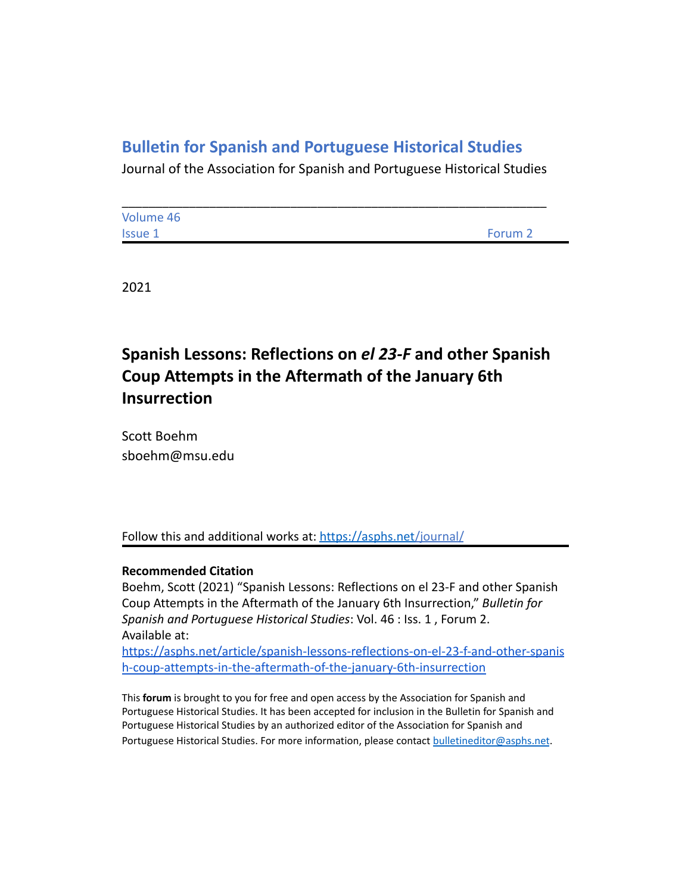## Bulletin for Spanish and Portuguese Historical Studies

Journal of the Association for Spanish and Portuguese Historical Studies

---

Volume 46
Issue 1 Forum 2

---

2021

# Spanish Lessons: Reflections on *el 23-F* and other Spanish Coup Attempts in the Aftermath of the January 6th Insurrection

Scott Boehm
sboehm@msu.edu

Follow this and additional works at: https://asphs.net/journal/

---

**Recommended Citation**
Boehm, Scott (2021) "Spanish Lessons: Reflections on el 23-F and other Spanish Coup Attempts in the Aftermath of the January 6th Insurrection," *Bulletin for Spanish and Portuguese Historical Studies*: Vol. 46 : Iss. 1 , Forum 2.
Available at:
https://asphs.net/article/spanish-lessons-reflections-on-el-23-f-and-other-spanish-coup-attempts-in-the-aftermath-of-the-january-6th-insurrection

This **forum** is brought to you for free and open access by the Association for Spanish and Portuguese Historical Studies. It has been accepted for inclusion in the Bulletin for Spanish and Portuguese Historical Studies by an authorized editor of the Association for Spanish and Portuguese Historical Studies. For more information, please contact bulletineditor@asphs.net.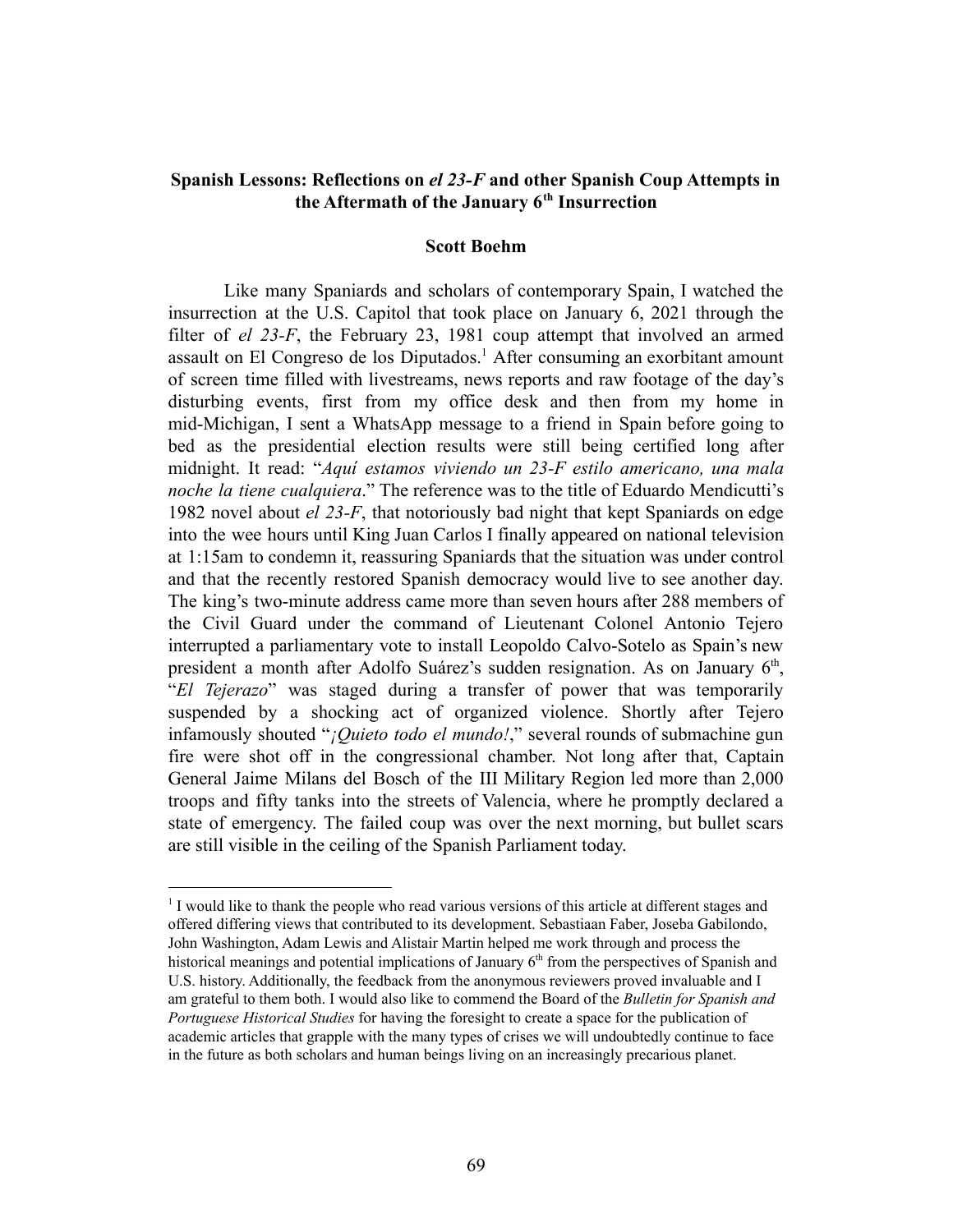# Spanish Lessons: Reflections on *el 23-F* and other Spanish Coup Attempts in the Aftermath of the January 6th Insurrection

**Scott Boehm**

Like many Spaniards and scholars of contemporary Spain, I watched the insurrection at the U.S. Capitol that took place on January 6, 2021 through the filter of *el 23-F*, the February 23, 1981 coup attempt that involved an armed assault on El Congreso de los Diputados.[1] After consuming an exorbitant amount of screen time filled with livestreams, news reports and raw footage of the day's disturbing events, first from my office desk and then from my home in mid-Michigan, I sent a WhatsApp message to a friend in Spain before going to bed as the presidential election results were still being certified long after midnight. It read: "*Aquí estamos viviendo un 23-F estilo americano, una mala noche la tiene cualquiera*." The reference was to the title of Eduardo Mendicutti's 1982 novel about *el 23-F*, that notoriously bad night that kept Spaniards on edge into the wee hours until King Juan Carlos I finally appeared on national television at 1:15am to condemn it, reassuring Spaniards that the situation was under control and that the recently restored Spanish democracy would live to see another day. The king's two-minute address came more than seven hours after 288 members of the Civil Guard under the command of Lieutenant Colonel Antonio Tejero interrupted a parliamentary vote to install Leopoldo Calvo-Sotelo as Spain's new president a month after Adolfo Suárez's sudden resignation. As on January 6th, "*El Tejerazo*" was staged during a transfer of power that was temporarily suspended by a shocking act of organized violence. Shortly after Tejero infamously shouted "*¡Quieto todo el mundo!*," several rounds of submachine gun fire were shot off in the congressional chamber. Not long after that, Captain General Jaime Milans del Bosch of the III Military Region led more than 2,000 troops and fifty tanks into the streets of Valencia, where he promptly declared a state of emergency. The failed coup was over the next morning, but bullet scars are still visible in the ceiling of the Spanish Parliament today.

[1] I would like to thank the people who read various versions of this article at different stages and offered differing views that contributed to its development. Sebastiaan Faber, Joseba Gabilondo, John Washington, Adam Lewis and Alistair Martin helped me work through and process the historical meanings and potential implications of January 6th from the perspectives of Spanish and U.S. history. Additionally, the feedback from the anonymous reviewers proved invaluable and I am grateful to them both. I would also like to commend the Board of the *Bulletin for Spanish and Portuguese Historical Studies* for having the foresight to create a space for the publication of academic articles that grapple with the many types of crises we will undoubtedly continue to face in the future as both scholars and human beings living on an increasingly precarious planet.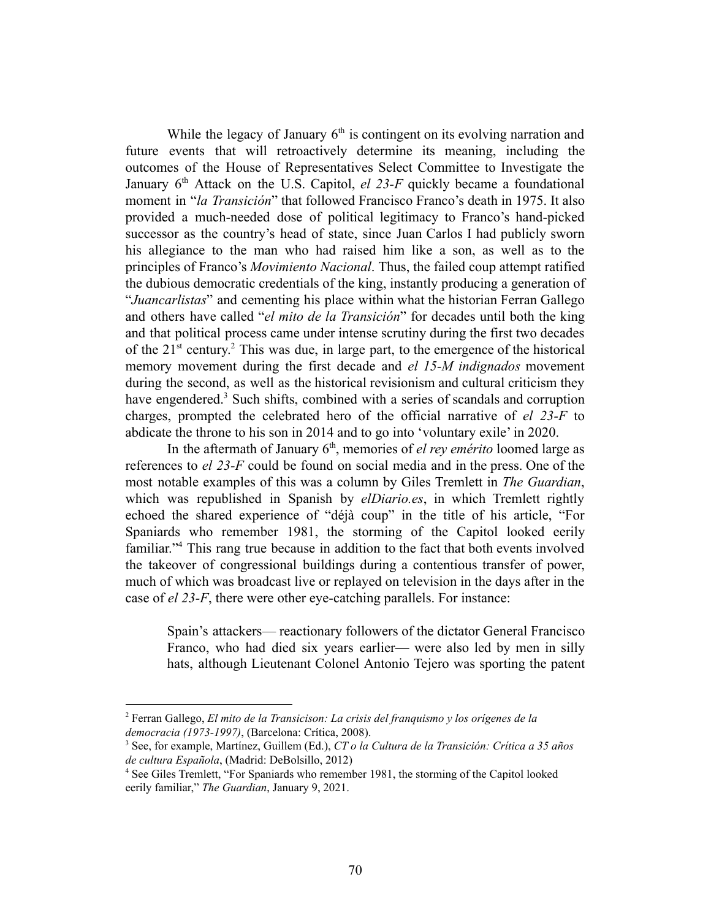While the legacy of January 6th is contingent on its evolving narration and future events that will retroactively determine its meaning, including the outcomes of the House of Representatives Select Committee to Investigate the January 6th Attack on the U.S. Capitol, *el 23-F* quickly became a foundational moment in "*la Transición*" that followed Francisco Franco's death in 1975. It also provided a much-needed dose of political legitimacy to Franco's hand-picked successor as the country's head of state, since Juan Carlos I had publicly sworn his allegiance to the man who had raised him like a son, as well as to the principles of Franco's *Movimiento Nacional*. Thus, the failed coup attempt ratified the dubious democratic credentials of the king, instantly producing a generation of "*Juancarlistas*" and cementing his place within what the historian Ferran Gallego and others have called "*el mito de la Transición*" for decades until both the king and that political process came under intense scrutiny during the first two decades of the 21st century.[2] This was due, in large part, to the emergence of the historical memory movement during the first decade and *el 15-M indignados* movement during the second, as well as the historical revisionism and cultural criticism they have engendered.[3] Such shifts, combined with a series of scandals and corruption charges, prompted the celebrated hero of the official narrative of *el 23-F* to abdicate the throne to his son in 2014 and to go into 'voluntary exile' in 2020.

In the aftermath of January 6th, memories of *el rey emérito* loomed large as references to *el 23-F* could be found on social media and in the press. One of the most notable examples of this was a column by Giles Tremlett in *The Guardian*, which was republished in Spanish by *elDiario.es*, in which Tremlett rightly echoed the shared experience of "déjà coup" in the title of his article, "For Spaniards who remember 1981, the storming of the Capitol looked eerily familiar."[4] This rang true because in addition to the fact that both events involved the takeover of congressional buildings during a contentious transfer of power, much of which was broadcast live or replayed on television in the days after in the case of *el 23-F*, there were other eye-catching parallels. For instance:

> Spain's attackers— reactionary followers of the dictator General Francisco Franco, who had died six years earlier— were also led by men in silly hats, although Lieutenant Colonel Antonio Tejero was sporting the patent

---

[2] Ferran Gallego, *El mito de la Transicison: La crisis del franquismo y los orígenes de la democracia (1973-1997)*, (Barcelona: Crítica, 2008).

[3] See, for example, Martínez, Guillem (Ed.), *CT o la Cultura de la Transición: Crítica a 35 años de cultura Española*, (Madrid: DeBolsillo, 2012)

[4] See Giles Tremlett, "For Spaniards who remember 1981, the storming of the Capitol looked eerily familiar," *The Guardian*, January 9, 2021.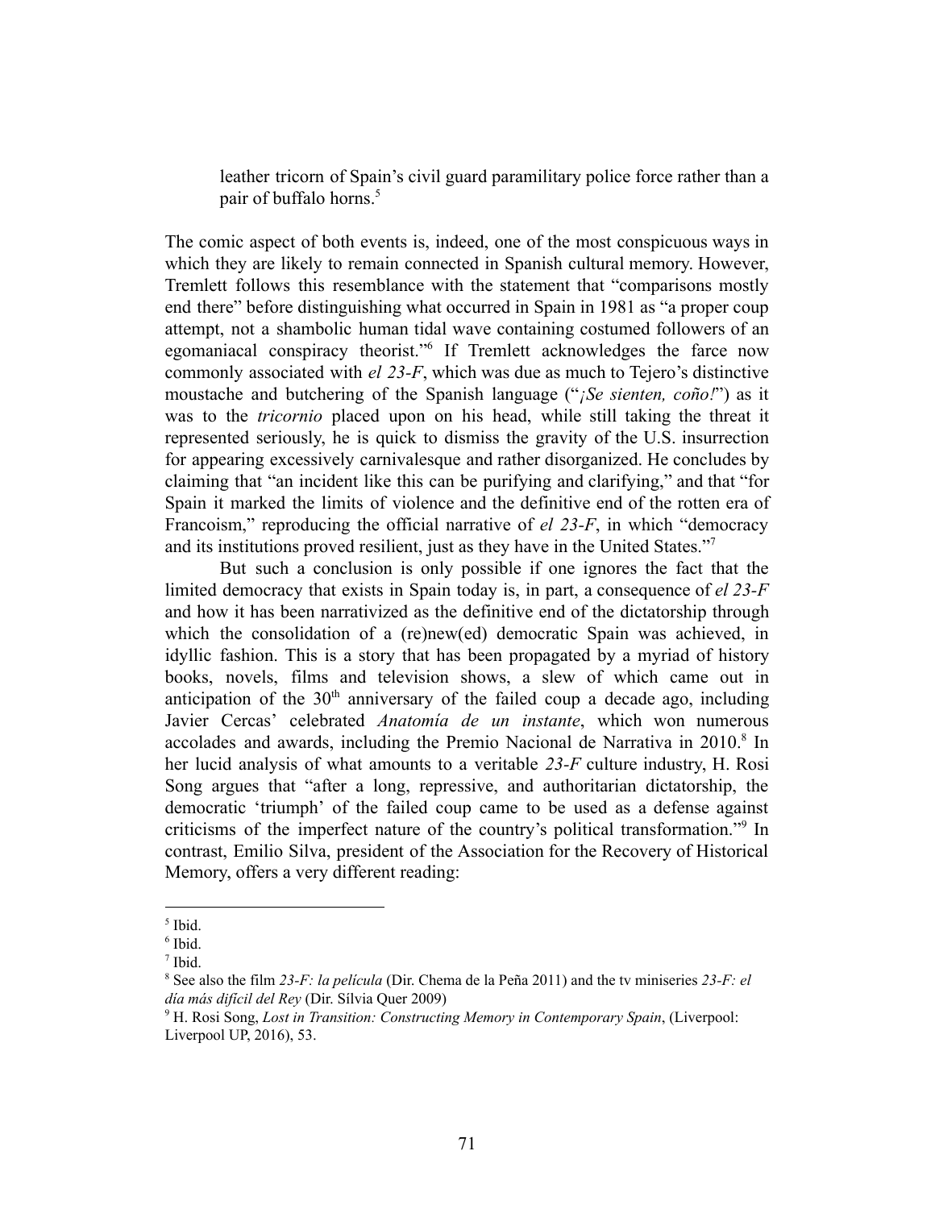> leather tricorn of Spain's civil guard paramilitary police force rather than a pair of buffalo horns.[5]

The comic aspect of both events is, indeed, one of the most conspicuous ways in which they are likely to remain connected in Spanish cultural memory. However, Tremlett follows this resemblance with the statement that "comparisons mostly end there" before distinguishing what occurred in Spain in 1981 as "a proper coup attempt, not a shambolic human tidal wave containing costumed followers of an egomaniacal conspiracy theorist."[6] If Tremlett acknowledges the farce now commonly associated with *el 23-F*, which was due as much to Tejero's distinctive moustache and butchering of the Spanish language ("*¡Se sienten, coño!*") as it was to the *tricornio* placed upon on his head, while still taking the threat it represented seriously, he is quick to dismiss the gravity of the U.S. insurrection for appearing excessively carnivalesque and rather disorganized. He concludes by claiming that "an incident like this can be purifying and clarifying," and that "for Spain it marked the limits of violence and the definitive end of the rotten era of Francoism," reproducing the official narrative of *el 23-F*, in which "democracy and its institutions proved resilient, just as they have in the United States."[7]

But such a conclusion is only possible if one ignores the fact that the limited democracy that exists in Spain today is, in part, a consequence of *el 23-F* and how it has been narrativized as the definitive end of the dictatorship through which the consolidation of a (re)new(ed) democratic Spain was achieved, in idyllic fashion. This is a story that has been propagated by a myriad of history books, novels, films and television shows, a slew of which came out in anticipation of the 30th anniversary of the failed coup a decade ago, including Javier Cercas' celebrated *Anatomía de un instante*, which won numerous accolades and awards, including the Premio Nacional de Narrativa in 2010.[8] In her lucid analysis of what amounts to a veritable *23-F* culture industry, H. Rosi Song argues that "after a long, repressive, and authoritarian dictatorship, the democratic 'triumph' of the failed coup came to be used as a defense against criticisms of the imperfect nature of the country's political transformation."[9] In contrast, Emilio Silva, president of the Association for the Recovery of Historical Memory, offers a very different reading:

---

[5] Ibid.

[6] Ibid.

[7] Ibid.

[8] See also the film *23-F: la película* (Dir. Chema de la Peña 2011) and the tv miniseries *23-F: el día más difícil del Rey* (Dir. Sílvia Quer 2009)

[9] H. Rosi Song, *Lost in Transition: Constructing Memory in Contemporary Spain*, (Liverpool: Liverpool UP, 2016), 53.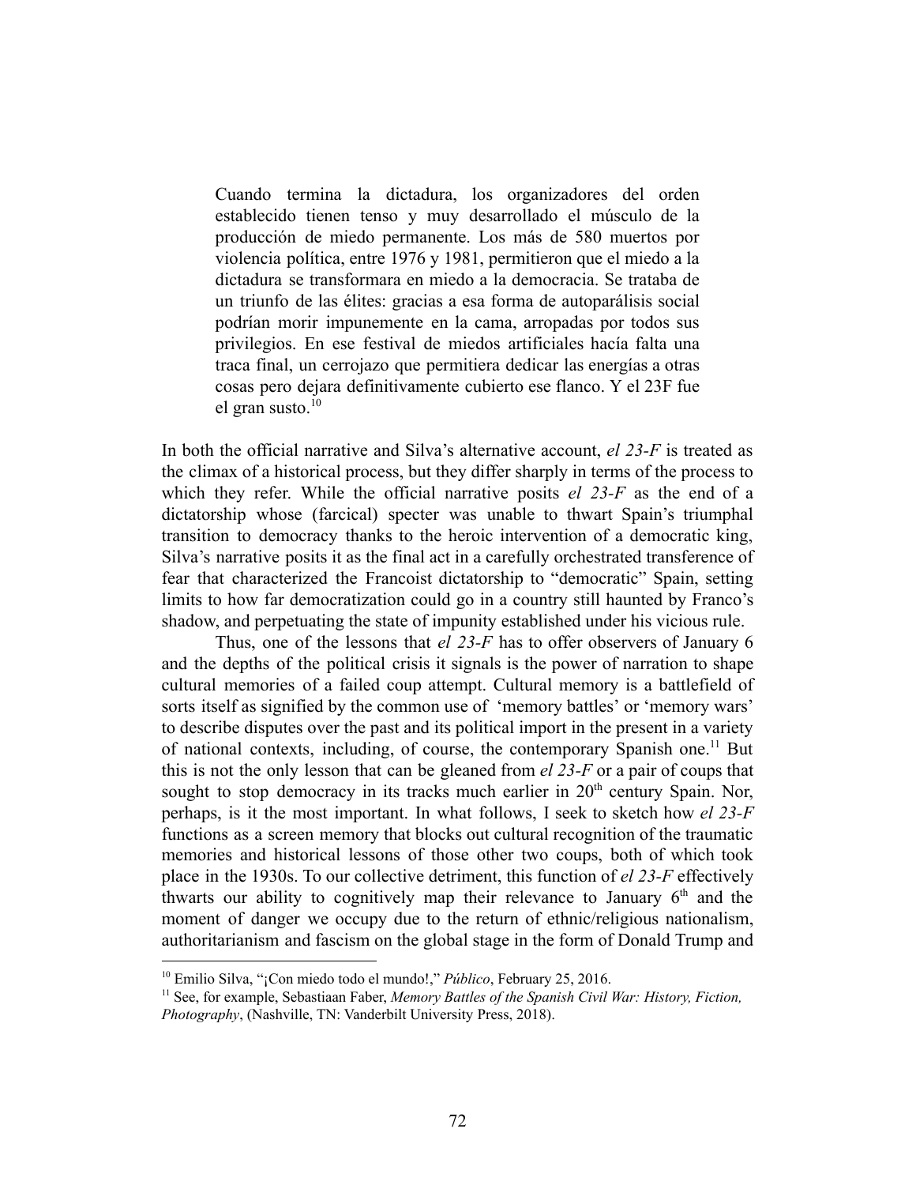> Cuando termina la dictadura, los organizadores del orden establecido tienen tenso y muy desarrollado el músculo de la producción de miedo permanente. Los más de 580 muertos por violencia política, entre 1976 y 1981, permitieron que el miedo a la dictadura se transformara en miedo a la democracia. Se trataba de un triunfo de las élites: gracias a esa forma de autoparálisis social podrían morir impunemente en la cama, arropadas por todos sus privilegios. En ese festival de miedos artificiales hacía falta una traca final, un cerrojazo que permitiera dedicar las energías a otras cosas pero dejara definitivamente cubierto ese flanco. Y el 23F fue el gran susto.[10]

In both the official narrative and Silva's alternative account, *el 23-F* is treated as the climax of a historical process, but they differ sharply in terms of the process to which they refer. While the official narrative posits *el 23-F* as the end of a dictatorship whose (farcical) specter was unable to thwart Spain's triumphal transition to democracy thanks to the heroic intervention of a democratic king, Silva's narrative posits it as the final act in a carefully orchestrated transference of fear that characterized the Francoist dictatorship to "democratic" Spain, setting limits to how far democratization could go in a country still haunted by Franco's shadow, and perpetuating the state of impunity established under his vicious rule.

Thus, one of the lessons that *el 23-F* has to offer observers of January 6 and the depths of the political crisis it signals is the power of narration to shape cultural memories of a failed coup attempt. Cultural memory is a battlefield of sorts itself as signified by the common use of 'memory battles' or 'memory wars' to describe disputes over the past and its political import in the present in a variety of national contexts, including, of course, the contemporary Spanish one.[11] But this is not the only lesson that can be gleaned from *el 23-F* or a pair of coups that sought to stop democracy in its tracks much earlier in 20th century Spain. Nor, perhaps, is it the most important. In what follows, I seek to sketch how *el 23-F* functions as a screen memory that blocks out cultural recognition of the traumatic memories and historical lessons of those other two coups, both of which took place in the 1930s. To our collective detriment, this function of *el 23-F* effectively thwarts our ability to cognitively map their relevance to January 6th and the moment of danger we occupy due to the return of ethnic/religious nationalism, authoritarianism and fascism on the global stage in the form of Donald Trump and

[10] Emilio Silva, "¡Con miedo todo el mundo!," *Público*, February 25, 2016.

[11] See, for example, Sebastiaan Faber, *Memory Battles of the Spanish Civil War: History, Fiction, Photography*, (Nashville, TN: Vanderbilt University Press, 2018).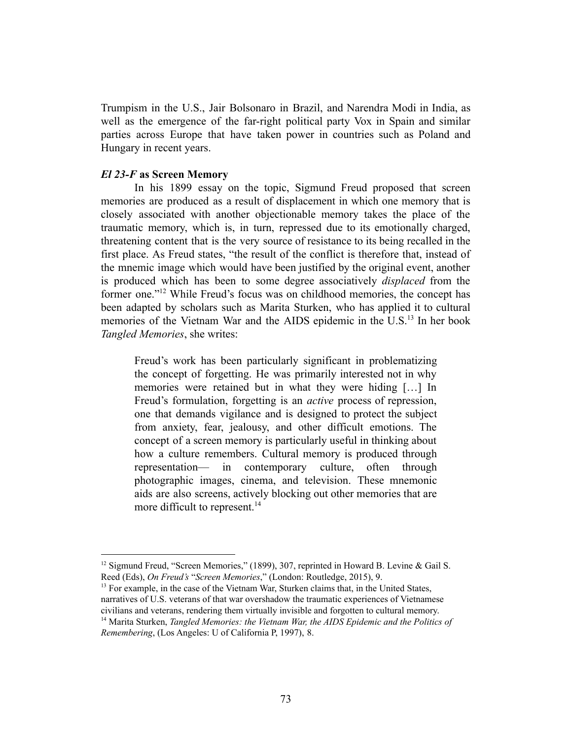Trumpism in the U.S., Jair Bolsonaro in Brazil, and Narendra Modi in India, as well as the emergence of the far-right political party Vox in Spain and similar parties across Europe that have taken power in countries such as Poland and Hungary in recent years.

### ***El 23-F* as Screen Memory**

In his 1899 essay on the topic, Sigmund Freud proposed that screen memories are produced as a result of displacement in which one memory that is closely associated with another objectionable memory takes the place of the traumatic memory, which is, in turn, repressed due to its emotionally charged, threatening content that is the very source of resistance to its being recalled in the first place. As Freud states, "the result of the conflict is therefore that, instead of the mnemic image which would have been justified by the original event, another is produced which has been to some degree associatively *displaced* from the former one."[12] While Freud's focus was on childhood memories, the concept has been adapted by scholars such as Marita Sturken, who has applied it to cultural memories of the Vietnam War and the AIDS epidemic in the U.S.[13] In her book *Tangled Memories*, she writes:

> Freud's work has been particularly significant in problematizing the concept of forgetting. He was primarily interested not in why memories were retained but in what they were hiding […] In Freud's formulation, forgetting is an *active* process of repression, one that demands vigilance and is designed to protect the subject from anxiety, fear, jealousy, and other difficult emotions. The concept of a screen memory is particularly useful in thinking about how a culture remembers. Cultural memory is produced through representation— in contemporary culture, often through photographic images, cinema, and television. These mnemonic aids are also screens, actively blocking out other memories that are more difficult to represent.[14]

---

[12] Sigmund Freud, "Screen Memories," (1899), 307, reprinted in Howard B. Levine & Gail S. Reed (Eds), *On Freud's "Screen Memories*," (London: Routledge, 2015), 9.

[13] For example, in the case of the Vietnam War, Sturken claims that, in the United States, narratives of U.S. veterans of that war overshadow the traumatic experiences of Vietnamese civilians and veterans, rendering them virtually invisible and forgotten to cultural memory.

[14] Marita Sturken, *Tangled Memories: the Vietnam War, the AIDS Epidemic and the Politics of Remembering*, (Los Angeles: U of California P, 1997), 8.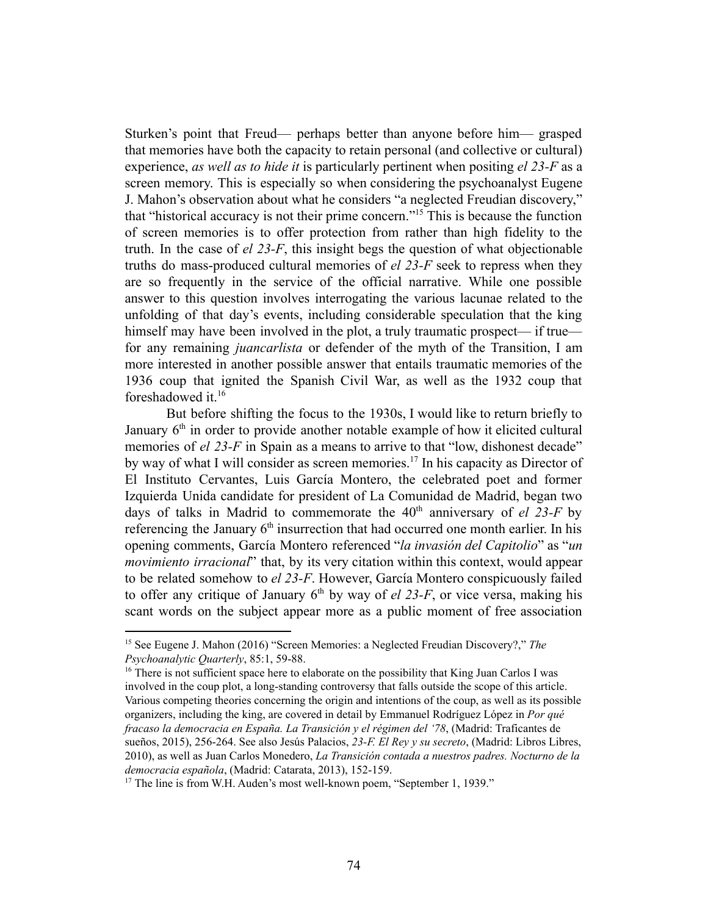Sturken's point that Freud— perhaps better than anyone before him— grasped that memories have both the capacity to retain personal (and collective or cultural) experience, *as well as to hide it* is particularly pertinent when positing *el 23-F* as a screen memory. This is especially so when considering the psychoanalyst Eugene J. Mahon's observation about what he considers "a neglected Freudian discovery," that "historical accuracy is not their prime concern."[15] This is because the function of screen memories is to offer protection from rather than high fidelity to the truth. In the case of *el 23-F*, this insight begs the question of what objectionable truths do mass-produced cultural memories of *el 23-F* seek to repress when they are so frequently in the service of the official narrative. While one possible answer to this question involves interrogating the various lacunae related to the unfolding of that day's events, including considerable speculation that the king himself may have been involved in the plot, a truly traumatic prospect— if true— for any remaining *juancarlista* or defender of the myth of the Transition, I am more interested in another possible answer that entails traumatic memories of the 1936 coup that ignited the Spanish Civil War, as well as the 1932 coup that foreshadowed it.[16]

But before shifting the focus to the 1930s, I would like to return briefly to January 6th in order to provide another notable example of how it elicited cultural memories of *el 23-F* in Spain as a means to arrive to that "low, dishonest decade" by way of what I will consider as screen memories.[17] In his capacity as Director of El Instituto Cervantes, Luis García Montero, the celebrated poet and former Izquierda Unida candidate for president of La Comunidad de Madrid, began two days of talks in Madrid to commemorate the 40th anniversary of *el 23-F* by referencing the January 6th insurrection that had occurred one month earlier. In his opening comments, García Montero referenced "*la invasión del Capitolio*" as "*un movimiento irracional*" that, by its very citation within this context, would appear to be related somehow to *el 23-F*. However, García Montero conspicuously failed to offer any critique of January 6th by way of *el 23-F*, or vice versa, making his scant words on the subject appear more as a public moment of free association

---

[15] See Eugene J. Mahon (2016) "Screen Memories: a Neglected Freudian Discovery?," *The Psychoanalytic Quarterly*, 85:1, 59-88.

[16] There is not sufficient space here to elaborate on the possibility that King Juan Carlos I was involved in the coup plot, a long-standing controversy that falls outside the scope of this article. Various competing theories concerning the origin and intentions of the coup, as well as its possible organizers, including the king, are covered in detail by Emmanuel Rodríguez López in *Por qué fracaso la democracia en España. La Transición y el régimen del '78*, (Madrid: Traficantes de sueños, 2015), 256-264. See also Jesús Palacios, *23-F. El Rey y su secreto*, (Madrid: Libros Libres, 2010), as well as Juan Carlos Monedero, *La Transición contada a nuestros padres. Nocturno de la democracia española*, (Madrid: Catarata, 2013), 152-159.

[17] The line is from W.H. Auden's most well-known poem, "September 1, 1939."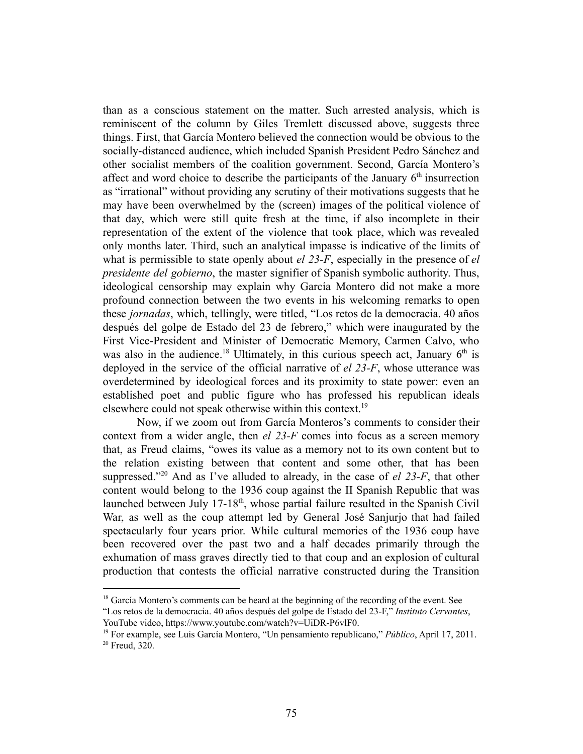than as a conscious statement on the matter. Such arrested analysis, which is reminiscent of the column by Giles Tremlett discussed above, suggests three things. First, that García Montero believed the connection would be obvious to the socially-distanced audience, which included Spanish President Pedro Sánchez and other socialist members of the coalition government. Second, García Montero's affect and word choice to describe the participants of the January 6th insurrection as "irrational" without providing any scrutiny of their motivations suggests that he may have been overwhelmed by the (screen) images of the political violence of that day, which were still quite fresh at the time, if also incomplete in their representation of the extent of the violence that took place, which was revealed only months later. Third, such an analytical impasse is indicative of the limits of what is permissible to state openly about *el 23-F*, especially in the presence of *el presidente del gobierno*, the master signifier of Spanish symbolic authority. Thus, ideological censorship may explain why García Montero did not make a more profound connection between the two events in his welcoming remarks to open these *jornadas*, which, tellingly, were titled, "Los retos de la democracia. 40 años después del golpe de Estado del 23 de febrero," which were inaugurated by the First Vice-President and Minister of Democratic Memory, Carmen Calvo, who was also in the audience.[18] Ultimately, in this curious speech act, January 6th is deployed in the service of the official narrative of *el 23-F*, whose utterance was overdetermined by ideological forces and its proximity to state power: even an established poet and public figure who has professed his republican ideals elsewhere could not speak otherwise within this context.[19]

Now, if we zoom out from García Monteros's comments to consider their context from a wider angle, then *el 23-F* comes into focus as a screen memory that, as Freud claims, "owes its value as a memory not to its own content but to the relation existing between that content and some other, that has been suppressed."[20] And as I've alluded to already, in the case of *el 23-F*, that other content would belong to the 1936 coup against the II Spanish Republic that was launched between July 17-18th, whose partial failure resulted in the Spanish Civil War, as well as the coup attempt led by General José Sanjurjo that had failed spectacularly four years prior. While cultural memories of the 1936 coup have been recovered over the past two and a half decades primarily through the exhumation of mass graves directly tied to that coup and an explosion of cultural production that contests the official narrative constructed during the Transition

---

[18] García Montero's comments can be heard at the beginning of the recording of the event. See "Los retos de la democracia. 40 años después del golpe de Estado del 23-F," *Instituto Cervantes*, YouTube video, https://www.youtube.com/watch?v=UiDR-P6vlF0.

[19] For example, see Luis García Montero, "Un pensamiento republicano," *Público*, April 17, 2011.

[20] Freud, 320.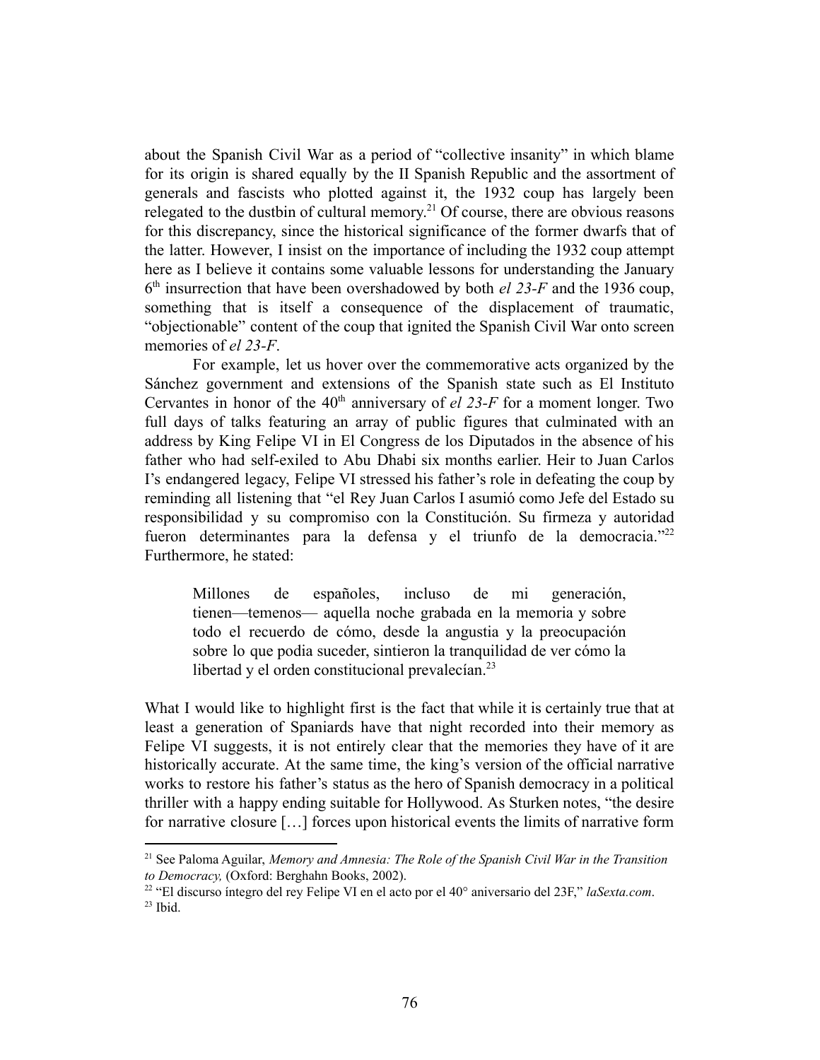about the Spanish Civil War as a period of "collective insanity" in which blame for its origin is shared equally by the II Spanish Republic and the assortment of generals and fascists who plotted against it, the 1932 coup has largely been relegated to the dustbin of cultural memory.[21] Of course, there are obvious reasons for this discrepancy, since the historical significance of the former dwarfs that of the latter. However, I insist on the importance of including the 1932 coup attempt here as I believe it contains some valuable lessons for understanding the January 6th insurrection that have been overshadowed by both *el 23-F* and the 1936 coup, something that is itself a consequence of the displacement of traumatic, "objectionable" content of the coup that ignited the Spanish Civil War onto screen memories of *el 23-F*.

For example, let us hover over the commemorative acts organized by the Sánchez government and extensions of the Spanish state such as El Instituto Cervantes in honor of the 40th anniversary of *el 23-F* for a moment longer. Two full days of talks featuring an array of public figures that culminated with an address by King Felipe VI in El Congress de los Diputados in the absence of his father who had self-exiled to Abu Dhabi six months earlier. Heir to Juan Carlos I's endangered legacy, Felipe VI stressed his father's role in defeating the coup by reminding all listening that "el Rey Juan Carlos I asumió como Jefe del Estado su responsibilidad y su compromiso con la Constitución. Su firmeza y autoridad fueron determinantes para la defensa y el triunfo de la democracia."[22] Furthermore, he stated:

> Millones de españoles, incluso de mi generación, tienen—temenos— aquella noche grabada en la memoria y sobre todo el recuerdo de cómo, desde la angustia y la preocupación sobre lo que podia suceder, sintieron la tranquilidad de ver cómo la libertad y el orden constitucional prevalecían.[23]

What I would like to highlight first is the fact that while it is certainly true that at least a generation of Spaniards have that night recorded into their memory as Felipe VI suggests, it is not entirely clear that the memories they have of it are historically accurate. At the same time, the king's version of the official narrative works to restore his father's status as the hero of Spanish democracy in a political thriller with a happy ending suitable for Hollywood. As Sturken notes, "the desire for narrative closure […] forces upon historical events the limits of narrative form

---

[21] See Paloma Aguilar, *Memory and Amnesia: The Role of the Spanish Civil War in the Transition to Democracy,* (Oxford: Berghahn Books, 2002).

[22] "El discurso íntegro del rey Felipe VI en el acto por el 40° aniversario del 23F," *laSexta.com*.

[23] Ibid.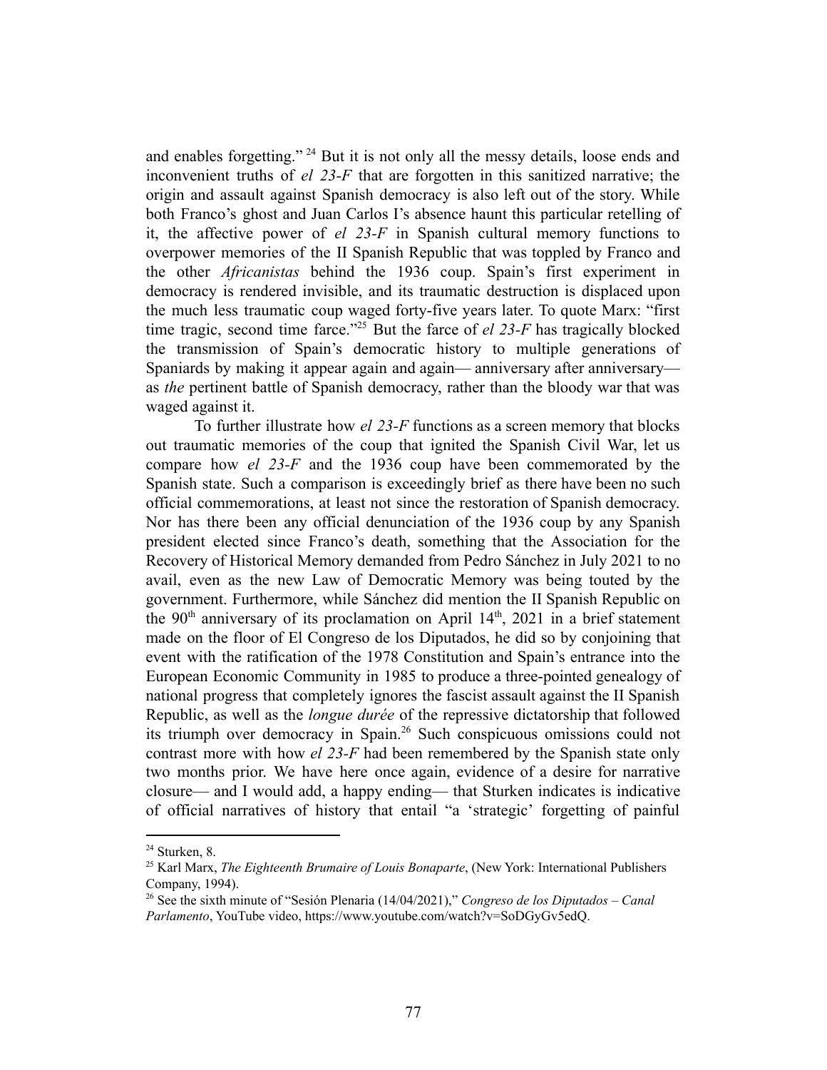and enables forgetting." [24] But it is not only all the messy details, loose ends and inconvenient truths of *el 23-F* that are forgotten in this sanitized narrative; the origin and assault against Spanish democracy is also left out of the story. While both Franco's ghost and Juan Carlos I's absence haunt this particular retelling of it, the affective power of *el 23-F* in Spanish cultural memory functions to overpower memories of the II Spanish Republic that was toppled by Franco and the other *Africanistas* behind the 1936 coup. Spain's first experiment in democracy is rendered invisible, and its traumatic destruction is displaced upon the much less traumatic coup waged forty-five years later. To quote Marx: "first time tragic, second time farce."[25] But the farce of *el 23-F* has tragically blocked the transmission of Spain's democratic history to multiple generations of Spaniards by making it appear again and again— anniversary after anniversary— as *the* pertinent battle of Spanish democracy, rather than the bloody war that was waged against it.

To further illustrate how *el 23-F* functions as a screen memory that blocks out traumatic memories of the coup that ignited the Spanish Civil War, let us compare how *el 23-F* and the 1936 coup have been commemorated by the Spanish state. Such a comparison is exceedingly brief as there have been no such official commemorations, at least not since the restoration of Spanish democracy. Nor has there been any official denunciation of the 1936 coup by any Spanish president elected since Franco's death, something that the Association for the Recovery of Historical Memory demanded from Pedro Sánchez in July 2021 to no avail, even as the new Law of Democratic Memory was being touted by the government. Furthermore, while Sánchez did mention the II Spanish Republic on the 90th anniversary of its proclamation on April 14th, 2021 in a brief statement made on the floor of El Congreso de los Diputados, he did so by conjoining that event with the ratification of the 1978 Constitution and Spain's entrance into the European Economic Community in 1985 to produce a three-pointed genealogy of national progress that completely ignores the fascist assault against the II Spanish Republic, as well as the *longue durée* of the repressive dictatorship that followed its triumph over democracy in Spain.[26] Such conspicuous omissions could not contrast more with how *el 23-F* had been remembered by the Spanish state only two months prior. We have here once again, evidence of a desire for narrative closure— and I would add, a happy ending— that Sturken indicates is indicative of official narratives of history that entail "a 'strategic' forgetting of painful

---

[24] Sturken, 8.

[25] Karl Marx, *The Eighteenth Brumaire of Louis Bonaparte*, (New York: International Publishers Company, 1994).

[26] See the sixth minute of "Sesión Plenaria (14/04/2021)," *Congreso de los Diputados – Canal Parlamento*, YouTube video, https://www.youtube.com/watch?v=SoDGyGv5edQ.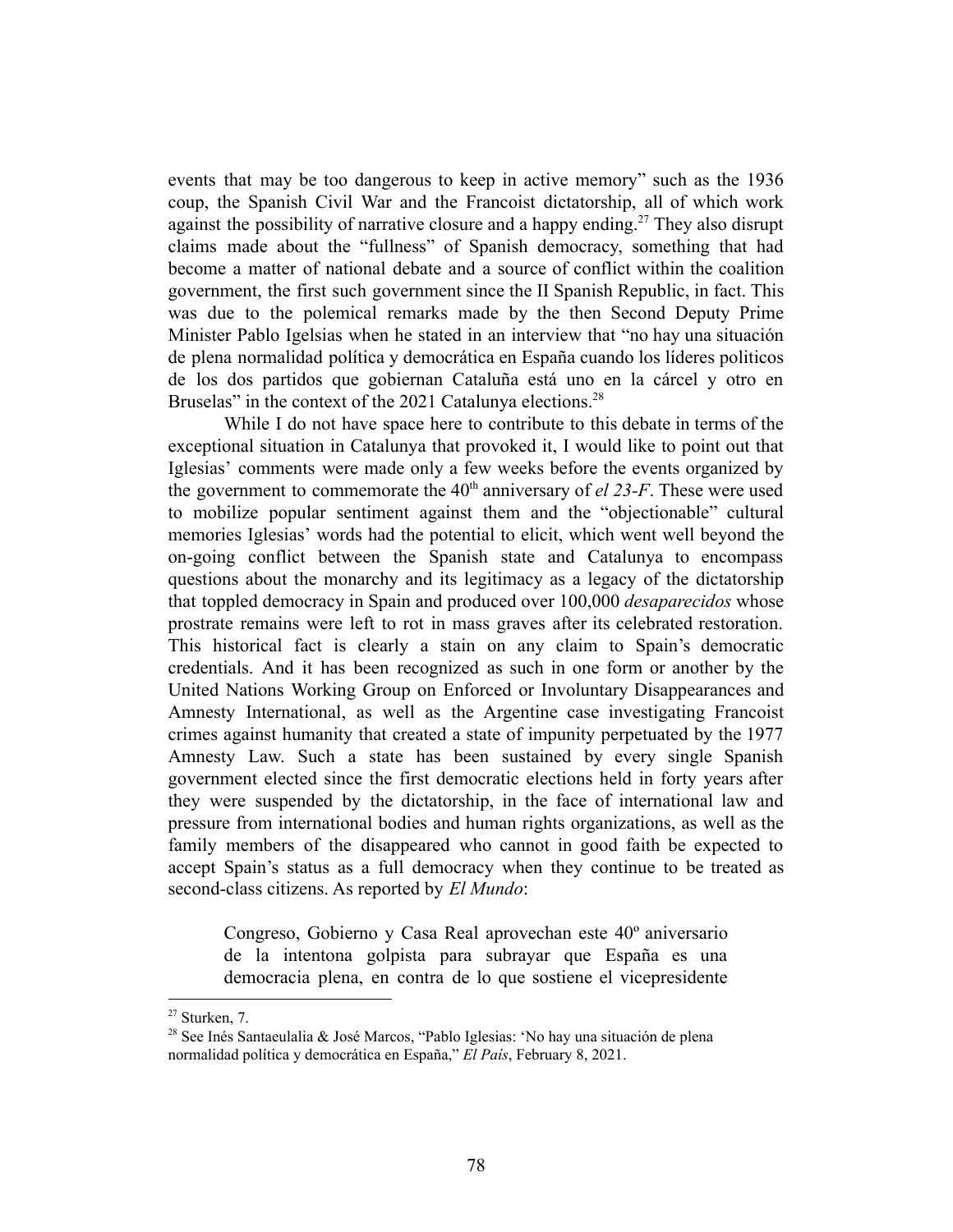events that may be too dangerous to keep in active memory" such as the 1936 coup, the Spanish Civil War and the Francoist dictatorship, all of which work against the possibility of narrative closure and a happy ending.[27] They also disrupt claims made about the "fullness" of Spanish democracy, something that had become a matter of national debate and a source of conflict within the coalition government, the first such government since the II Spanish Republic, in fact. This was due to the polemical remarks made by the then Second Deputy Prime Minister Pablo Igelsias when he stated in an interview that "no hay una situación de plena normalidad política y democrática en España cuando los líderes politicos de los dos partidos que gobiernan Cataluña está uno en la cárcel y otro en Bruselas" in the context of the 2021 Catalunya elections.[28]

While I do not have space here to contribute to this debate in terms of the exceptional situation in Catalunya that provoked it, I would like to point out that Iglesias' comments were made only a few weeks before the events organized by the government to commemorate the 40th anniversary of *el 23-F*. These were used to mobilize popular sentiment against them and the "objectionable" cultural memories Iglesias' words had the potential to elicit, which went well beyond the on-going conflict between the Spanish state and Catalunya to encompass questions about the monarchy and its legitimacy as a legacy of the dictatorship that toppled democracy in Spain and produced over 100,000 *desaparecidos* whose prostrate remains were left to rot in mass graves after its celebrated restoration. This historical fact is clearly a stain on any claim to Spain's democratic credentials. And it has been recognized as such in one form or another by the United Nations Working Group on Enforced or Involuntary Disappearances and Amnesty International, as well as the Argentine case investigating Francoist crimes against humanity that created a state of impunity perpetuated by the 1977 Amnesty Law. Such a state has been sustained by every single Spanish government elected since the first democratic elections held in forty years after they were suspended by the dictatorship, in the face of international law and pressure from international bodies and human rights organizations, as well as the family members of the disappeared who cannot in good faith be expected to accept Spain's status as a full democracy when they continue to be treated as second-class citizens. As reported by *El Mundo*:

> Congreso, Gobierno y Casa Real aprovechan este 40º aniversario de la intentona golpista para subrayar que España es una democracia plena, en contra de lo que sostiene el vicepresidente

---

[27] Sturken, 7.

[28] See Inés Santaeulalia & José Marcos, "Pablo Iglesias: 'No hay una situación de plena normalidad política y democrática en España," *El País*, February 8, 2021.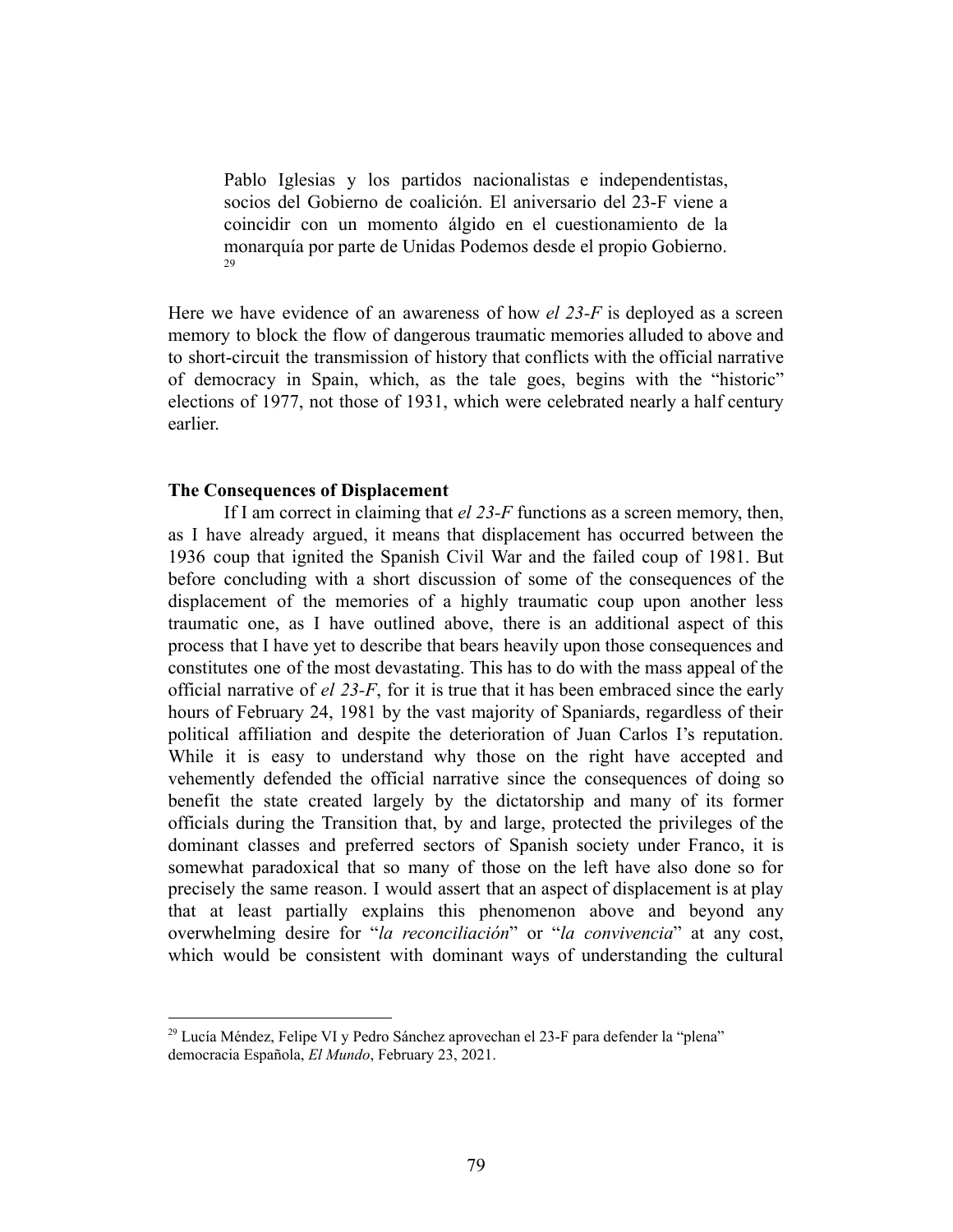> Pablo Iglesias y los partidos nacionalistas e independentistas, socios del Gobierno de coalición. El aniversario del 23-F viene a coincidir con un momento álgido en el cuestionamiento de la monarquía por parte de Unidas Podemos desde el propio Gobierno.[29]

Here we have evidence of an awareness of how *el 23-F* is deployed as a screen memory to block the flow of dangerous traumatic memories alluded to above and to short-circuit the transmission of history that conflicts with the official narrative of democracy in Spain, which, as the tale goes, begins with the "historic" elections of 1977, not those of 1931, which were celebrated nearly a half century earlier.

**The Consequences of Displacement**

If I am correct in claiming that *el 23-F* functions as a screen memory, then, as I have already argued, it means that displacement has occurred between the 1936 coup that ignited the Spanish Civil War and the failed coup of 1981. But before concluding with a short discussion of some of the consequences of the displacement of the memories of a highly traumatic coup upon another less traumatic one, as I have outlined above, there is an additional aspect of this process that I have yet to describe that bears heavily upon those consequences and constitutes one of the most devastating. This has to do with the mass appeal of the official narrative of *el 23-F*, for it is true that it has been embraced since the early hours of February 24, 1981 by the vast majority of Spaniards, regardless of their political affiliation and despite the deterioration of Juan Carlos I's reputation. While it is easy to understand why those on the right have accepted and vehemently defended the official narrative since the consequences of doing so benefit the state created largely by the dictatorship and many of its former officials during the Transition that, by and large, protected the privileges of the dominant classes and preferred sectors of Spanish society under Franco, it is somewhat paradoxical that so many of those on the left have also done so for precisely the same reason. I would assert that an aspect of displacement is at play that at least partially explains this phenomenon above and beyond any overwhelming desire for "*la reconciliación*" or "*la convivencia*" at any cost, which would be consistent with dominant ways of understanding the cultural

---

[29] Lucía Méndez, Felipe VI y Pedro Sánchez aprovechan el 23-F para defender la "plena" democracia Española, *El Mundo*, February 23, 2021.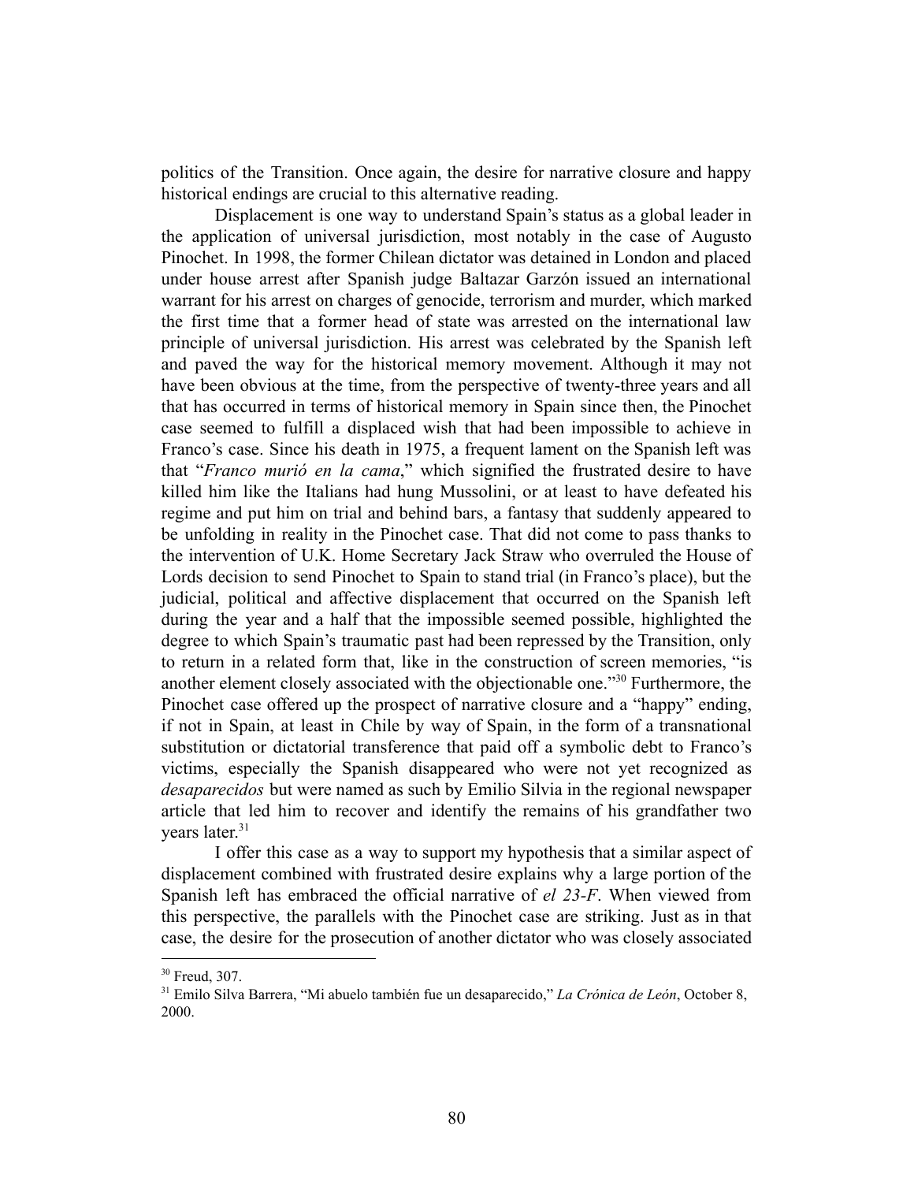politics of the Transition. Once again, the desire for narrative closure and happy historical endings are crucial to this alternative reading.

Displacement is one way to understand Spain's status as a global leader in the application of universal jurisdiction, most notably in the case of Augusto Pinochet. In 1998, the former Chilean dictator was detained in London and placed under house arrest after Spanish judge Baltazar Garzón issued an international warrant for his arrest on charges of genocide, terrorism and murder, which marked the first time that a former head of state was arrested on the international law principle of universal jurisdiction. His arrest was celebrated by the Spanish left and paved the way for the historical memory movement. Although it may not have been obvious at the time, from the perspective of twenty-three years and all that has occurred in terms of historical memory in Spain since then, the Pinochet case seemed to fulfill a displaced wish that had been impossible to achieve in Franco's case. Since his death in 1975, a frequent lament on the Spanish left was that "*Franco murió en la cama*," which signified the frustrated desire to have killed him like the Italians had hung Mussolini, or at least to have defeated his regime and put him on trial and behind bars, a fantasy that suddenly appeared to be unfolding in reality in the Pinochet case. That did not come to pass thanks to the intervention of U.K. Home Secretary Jack Straw who overruled the House of Lords decision to send Pinochet to Spain to stand trial (in Franco's place), but the judicial, political and affective displacement that occurred on the Spanish left during the year and a half that the impossible seemed possible, highlighted the degree to which Spain's traumatic past had been repressed by the Transition, only to return in a related form that, like in the construction of screen memories, "is another element closely associated with the objectionable one."[30] Furthermore, the Pinochet case offered up the prospect of narrative closure and a "happy" ending, if not in Spain, at least in Chile by way of Spain, in the form of a transnational substitution or dictatorial transference that paid off a symbolic debt to Franco's victims, especially the Spanish disappeared who were not yet recognized as *desaparecidos* but were named as such by Emilio Silvia in the regional newspaper article that led him to recover and identify the remains of his grandfather two years later.[31]

I offer this case as a way to support my hypothesis that a similar aspect of displacement combined with frustrated desire explains why a large portion of the Spanish left has embraced the official narrative of *el 23-F*. When viewed from this perspective, the parallels with the Pinochet case are striking. Just as in that case, the desire for the prosecution of another dictator who was closely associated

---

[30] Freud, 307.

[31] Emilo Silva Barrera, "Mi abuelo también fue un desaparecido," *La Crónica de León*, October 8, 2000.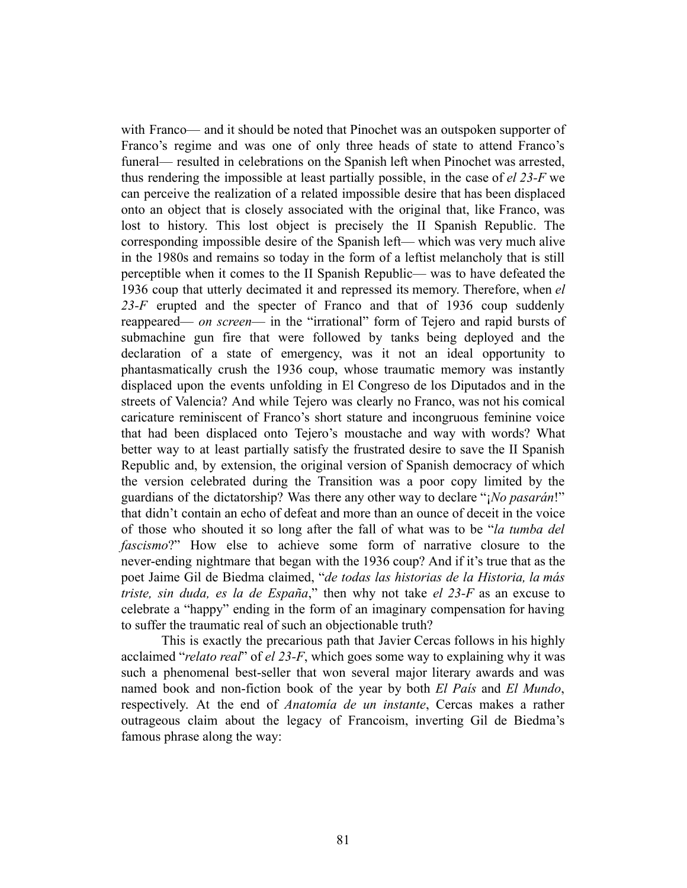with Franco— and it should be noted that Pinochet was an outspoken supporter of Franco's regime and was one of only three heads of state to attend Franco's funeral— resulted in celebrations on the Spanish left when Pinochet was arrested, thus rendering the impossible at least partially possible, in the case of *el 23-F* we can perceive the realization of a related impossible desire that has been displaced onto an object that is closely associated with the original that, like Franco, was lost to history. This lost object is precisely the II Spanish Republic. The corresponding impossible desire of the Spanish left— which was very much alive in the 1980s and remains so today in the form of a leftist melancholy that is still perceptible when it comes to the II Spanish Republic— was to have defeated the 1936 coup that utterly decimated it and repressed its memory. Therefore, when *el 23-F* erupted and the specter of Franco and that of 1936 coup suddenly reappeared— *on screen*— in the "irrational" form of Tejero and rapid bursts of submachine gun fire that were followed by tanks being deployed and the declaration of a state of emergency, was it not an ideal opportunity to phantasmatically crush the 1936 coup, whose traumatic memory was instantly displaced upon the events unfolding in El Congreso de los Diputados and in the streets of Valencia? And while Tejero was clearly no Franco, was not his comical caricature reminiscent of Franco's short stature and incongruous feminine voice that had been displaced onto Tejero's moustache and way with words? What better way to at least partially satisfy the frustrated desire to save the II Spanish Republic and, by extension, the original version of Spanish democracy of which the version celebrated during the Transition was a poor copy limited by the guardians of the dictatorship? Was there any other way to declare "¡*No pasarán*!" that didn't contain an echo of defeat and more than an ounce of deceit in the voice of those who shouted it so long after the fall of what was to be "*la tumba del fascismo*?" How else to achieve some form of narrative closure to the never-ending nightmare that began with the 1936 coup? And if it's true that as the poet Jaime Gil de Biedma claimed, "*de todas las historias de la Historia, la más triste, sin duda, es la de España*," then why not take *el 23-F* as an excuse to celebrate a "happy" ending in the form of an imaginary compensation for having to suffer the traumatic real of such an objectionable truth?

This is exactly the precarious path that Javier Cercas follows in his highly acclaimed "*relato real*" of *el 23-F*, which goes some way to explaining why it was such a phenomenal best-seller that won several major literary awards and was named book and non-fiction book of the year by both *El País* and *El Mundo*, respectively. At the end of *Anatomía de un instante*, Cercas makes a rather outrageous claim about the legacy of Francoism, inverting Gil de Biedma's famous phrase along the way: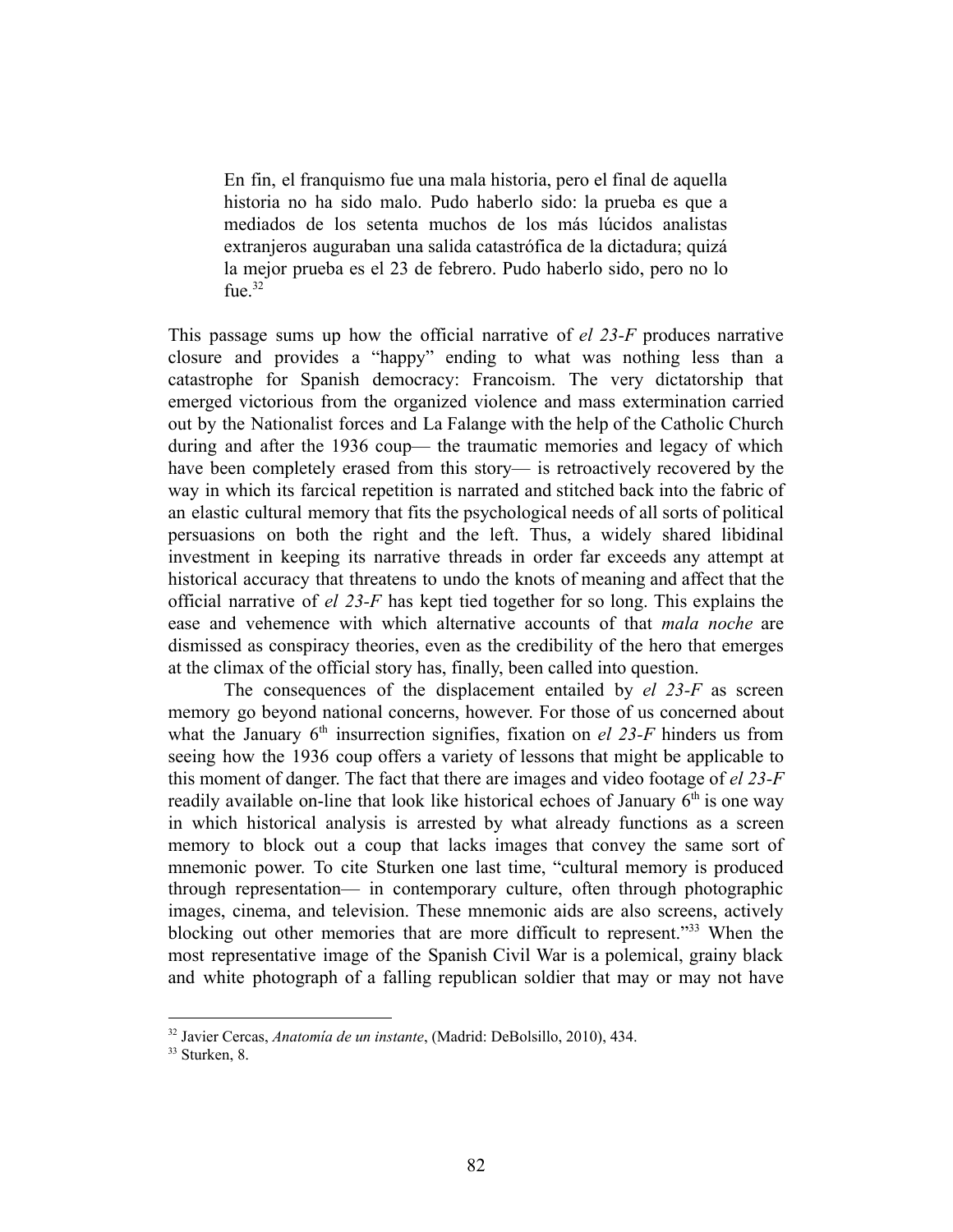> En fin, el franquismo fue una mala historia, pero el final de aquella historia no ha sido malo. Pudo haberlo sido: la prueba es que a mediados de los setenta muchos de los más lúcidos analistas extranjeros auguraban una salida catastrófica de la dictadura; quizá la mejor prueba es el 23 de febrero. Pudo haberlo sido, pero no lo fue.[32]

This passage sums up how the official narrative of *el 23-F* produces narrative closure and provides a "happy" ending to what was nothing less than a catastrophe for Spanish democracy: Francoism. The very dictatorship that emerged victorious from the organized violence and mass extermination carried out by the Nationalist forces and La Falange with the help of the Catholic Church during and after the 1936 coup— the traumatic memories and legacy of which have been completely erased from this story— is retroactively recovered by the way in which its farcical repetition is narrated and stitched back into the fabric of an elastic cultural memory that fits the psychological needs of all sorts of political persuasions on both the right and the left. Thus, a widely shared libidinal investment in keeping its narrative threads in order far exceeds any attempt at historical accuracy that threatens to undo the knots of meaning and affect that the official narrative of *el 23-F* has kept tied together for so long. This explains the ease and vehemence with which alternative accounts of that *mala noche* are dismissed as conspiracy theories, even as the credibility of the hero that emerges at the climax of the official story has, finally, been called into question.

The consequences of the displacement entailed by *el 23-F* as screen memory go beyond national concerns, however. For those of us concerned about what the January 6th insurrection signifies, fixation on *el 23-F* hinders us from seeing how the 1936 coup offers a variety of lessons that might be applicable to this moment of danger. The fact that there are images and video footage of *el 23-F* readily available on-line that look like historical echoes of January 6th is one way in which historical analysis is arrested by what already functions as a screen memory to block out a coup that lacks images that convey the same sort of mnemonic power. To cite Sturken one last time, "cultural memory is produced through representation— in contemporary culture, often through photographic images, cinema, and television. These mnemonic aids are also screens, actively blocking out other memories that are more difficult to represent."[33] When the most representative image of the Spanish Civil War is a polemical, grainy black and white photograph of a falling republican soldier that may or may not have

---

[32] Javier Cercas, *Anatomía de un instante*, (Madrid: DeBolsillo, 2010), 434.

[33] Sturken, 8.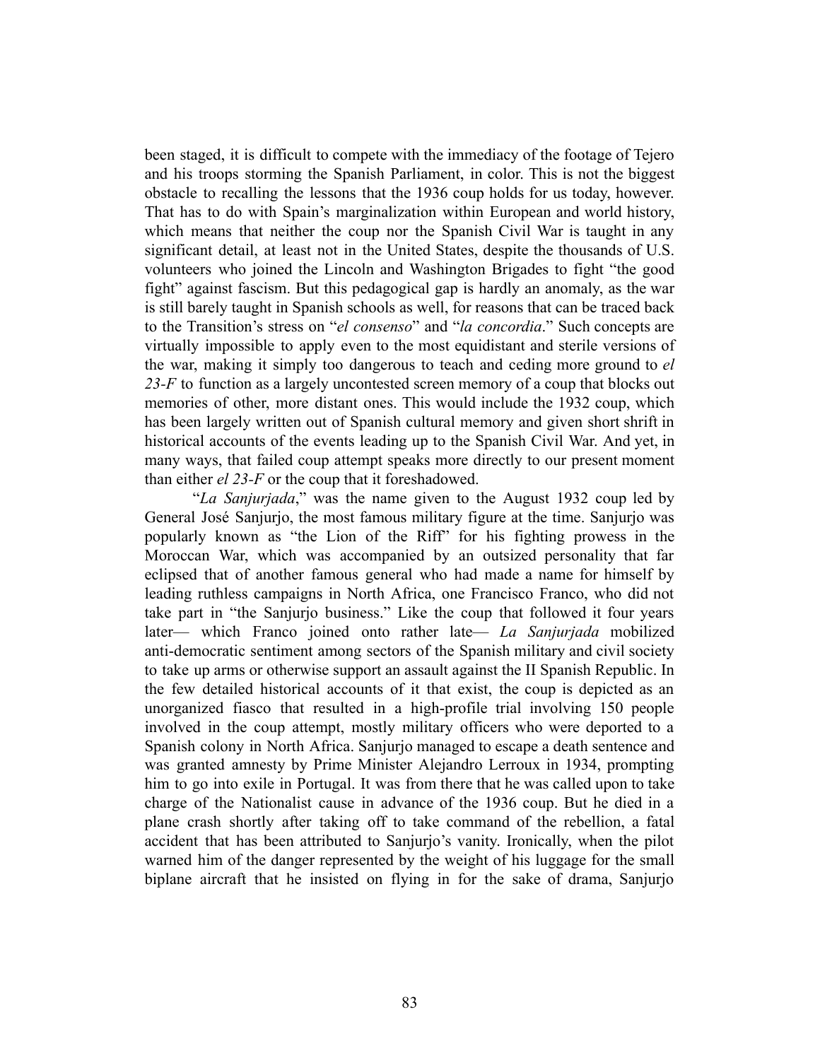been staged, it is difficult to compete with the immediacy of the footage of Tejero and his troops storming the Spanish Parliament, in color. This is not the biggest obstacle to recalling the lessons that the 1936 coup holds for us today, however. That has to do with Spain's marginalization within European and world history, which means that neither the coup nor the Spanish Civil War is taught in any significant detail, at least not in the United States, despite the thousands of U.S. volunteers who joined the Lincoln and Washington Brigades to fight "the good fight" against fascism. But this pedagogical gap is hardly an anomaly, as the war is still barely taught in Spanish schools as well, for reasons that can be traced back to the Transition's stress on "*el consenso*" and "*la concordia*." Such concepts are virtually impossible to apply even to the most equidistant and sterile versions of the war, making it simply too dangerous to teach and ceding more ground to *el 23-F* to function as a largely uncontested screen memory of a coup that blocks out memories of other, more distant ones. This would include the 1932 coup, which has been largely written out of Spanish cultural memory and given short shrift in historical accounts of the events leading up to the Spanish Civil War. And yet, in many ways, that failed coup attempt speaks more directly to our present moment than either *el 23-F* or the coup that it foreshadowed.

"*La Sanjurjada*," was the name given to the August 1932 coup led by General José Sanjurjo, the most famous military figure at the time. Sanjurjo was popularly known as "the Lion of the Riff" for his fighting prowess in the Moroccan War, which was accompanied by an outsized personality that far eclipsed that of another famous general who had made a name for himself by leading ruthless campaigns in North Africa, one Francisco Franco, who did not take part in "the Sanjurjo business." Like the coup that followed it four years later— which Franco joined onto rather late— *La Sanjurjada* mobilized anti-democratic sentiment among sectors of the Spanish military and civil society to take up arms or otherwise support an assault against the II Spanish Republic. In the few detailed historical accounts of it that exist, the coup is depicted as an unorganized fiasco that resulted in a high-profile trial involving 150 people involved in the coup attempt, mostly military officers who were deported to a Spanish colony in North Africa. Sanjurjo managed to escape a death sentence and was granted amnesty by Prime Minister Alejandro Lerroux in 1934, prompting him to go into exile in Portugal. It was from there that he was called upon to take charge of the Nationalist cause in advance of the 1936 coup. But he died in a plane crash shortly after taking off to take command of the rebellion, a fatal accident that has been attributed to Sanjurjo's vanity. Ironically, when the pilot warned him of the danger represented by the weight of his luggage for the small biplane aircraft that he insisted on flying in for the sake of drama, Sanjurjo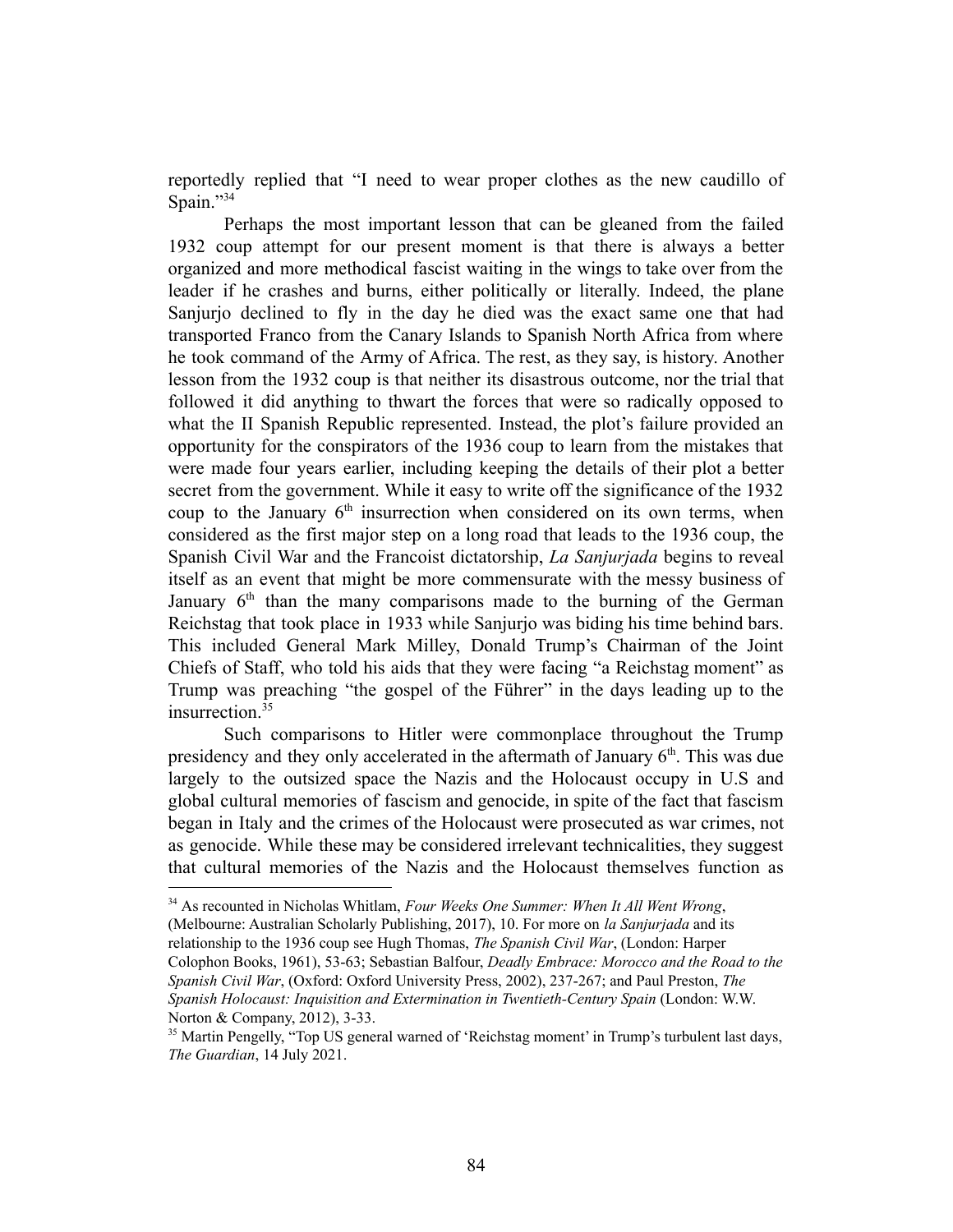reportedly replied that "I need to wear proper clothes as the new caudillo of Spain."[34]

Perhaps the most important lesson that can be gleaned from the failed 1932 coup attempt for our present moment is that there is always a better organized and more methodical fascist waiting in the wings to take over from the leader if he crashes and burns, either politically or literally. Indeed, the plane Sanjurjo declined to fly in the day he died was the exact same one that had transported Franco from the Canary Islands to Spanish North Africa from where he took command of the Army of Africa. The rest, as they say, is history. Another lesson from the 1932 coup is that neither its disastrous outcome, nor the trial that followed it did anything to thwart the forces that were so radically opposed to what the II Spanish Republic represented. Instead, the plot's failure provided an opportunity for the conspirators of the 1936 coup to learn from the mistakes that were made four years earlier, including keeping the details of their plot a better secret from the government. While it easy to write off the significance of the 1932 coup to the January 6th insurrection when considered on its own terms, when considered as the first major step on a long road that leads to the 1936 coup, the Spanish Civil War and the Francoist dictatorship, *La Sanjurjada* begins to reveal itself as an event that might be more commensurate with the messy business of January 6th than the many comparisons made to the burning of the German Reichstag that took place in 1933 while Sanjurjo was biding his time behind bars. This included General Mark Milley, Donald Trump's Chairman of the Joint Chiefs of Staff, who told his aids that they were facing "a Reichstag moment" as Trump was preaching "the gospel of the Führer" in the days leading up to the insurrection.[35]

Such comparisons to Hitler were commonplace throughout the Trump presidency and they only accelerated in the aftermath of January 6th. This was due largely to the outsized space the Nazis and the Holocaust occupy in U.S and global cultural memories of fascism and genocide, in spite of the fact that fascism began in Italy and the crimes of the Holocaust were prosecuted as war crimes, not as genocide. While these may be considered irrelevant technicalities, they suggest that cultural memories of the Nazis and the Holocaust themselves function as

---

[34] As recounted in Nicholas Whitlam, *Four Weeks One Summer: When It All Went Wrong*, (Melbourne: Australian Scholarly Publishing, 2017), 10. For more on *la Sanjurjada* and its relationship to the 1936 coup see Hugh Thomas, *The Spanish Civil War*, (London: Harper Colophon Books, 1961), 53-63; Sebastian Balfour, *Deadly Embrace: Morocco and the Road to the Spanish Civil War*, (Oxford: Oxford University Press, 2002), 237-267; and Paul Preston, *The Spanish Holocaust: Inquisition and Extermination in Twentieth-Century Spain* (London: W.W. Norton & Company, 2012), 3-33.

[35] Martin Pengelly, "Top US general warned of 'Reichstag moment' in Trump's turbulent last days, *The Guardian*, 14 July 2021.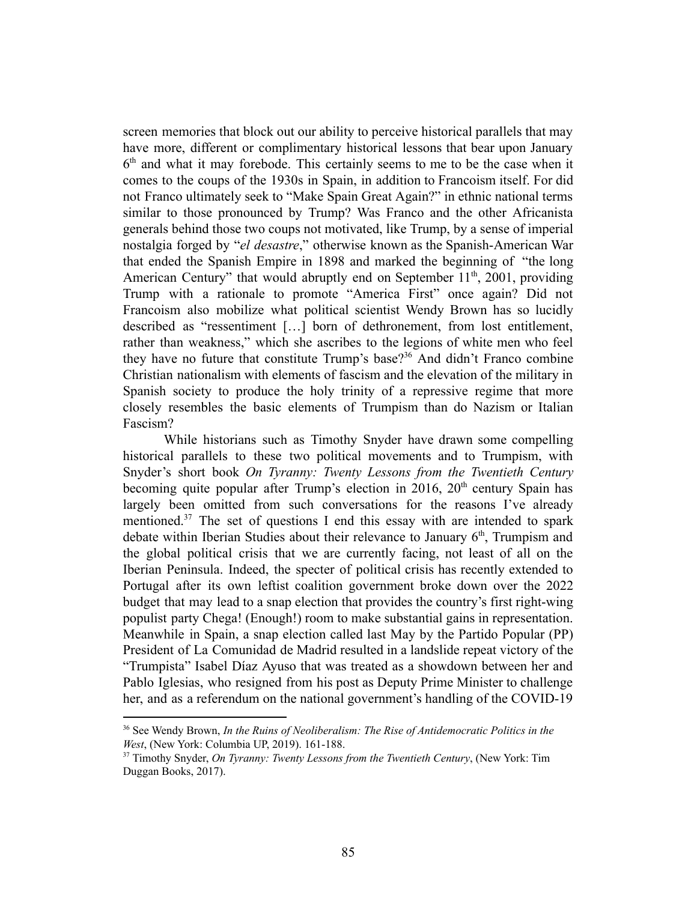screen memories that block out our ability to perceive historical parallels that may have more, different or complimentary historical lessons that bear upon January 6th and what it may forebode. This certainly seems to me to be the case when it comes to the coups of the 1930s in Spain, in addition to Francoism itself. For did not Franco ultimately seek to "Make Spain Great Again?" in ethnic national terms similar to those pronounced by Trump? Was Franco and the other Africanista generals behind those two coups not motivated, like Trump, by a sense of imperial nostalgia forged by "*el desastre*," otherwise known as the Spanish-American War that ended the Spanish Empire in 1898 and marked the beginning of "the long American Century" that would abruptly end on September 11th, 2001, providing Trump with a rationale to promote "America First" once again? Did not Francoism also mobilize what political scientist Wendy Brown has so lucidly described as "ressentiment […] born of dethronement, from lost entitlement, rather than weakness," which she ascribes to the legions of white men who feel they have no future that constitute Trump's base?[36] And didn't Franco combine Christian nationalism with elements of fascism and the elevation of the military in Spanish society to produce the holy trinity of a repressive regime that more closely resembles the basic elements of Trumpism than do Nazism or Italian Fascism?

While historians such as Timothy Snyder have drawn some compelling historical parallels to these two political movements and to Trumpism, with Snyder's short book *On Tyranny: Twenty Lessons from the Twentieth Century* becoming quite popular after Trump's election in 2016, 20th century Spain has largely been omitted from such conversations for the reasons I've already mentioned.[37] The set of questions I end this essay with are intended to spark debate within Iberian Studies about their relevance to January 6th, Trumpism and the global political crisis that we are currently facing, not least of all on the Iberian Peninsula. Indeed, the specter of political crisis has recently extended to Portugal after its own leftist coalition government broke down over the 2022 budget that may lead to a snap election that provides the country's first right-wing populist party Chega! (Enough!) room to make substantial gains in representation. Meanwhile in Spain, a snap election called last May by the Partido Popular (PP) President of La Comunidad de Madrid resulted in a landslide repeat victory of the "Trumpista" Isabel Díaz Ayuso that was treated as a showdown between her and Pablo Iglesias, who resigned from his post as Deputy Prime Minister to challenge her, and as a referendum on the national government's handling of the COVID-19

---

[36] See Wendy Brown, *In the Ruins of Neoliberalism: The Rise of Antidemocratic Politics in the West*, (New York: Columbia UP, 2019). 161-188.

[37] Timothy Snyder, *On Tyranny: Twenty Lessons from the Twentieth Century*, (New York: Tim Duggan Books, 2017).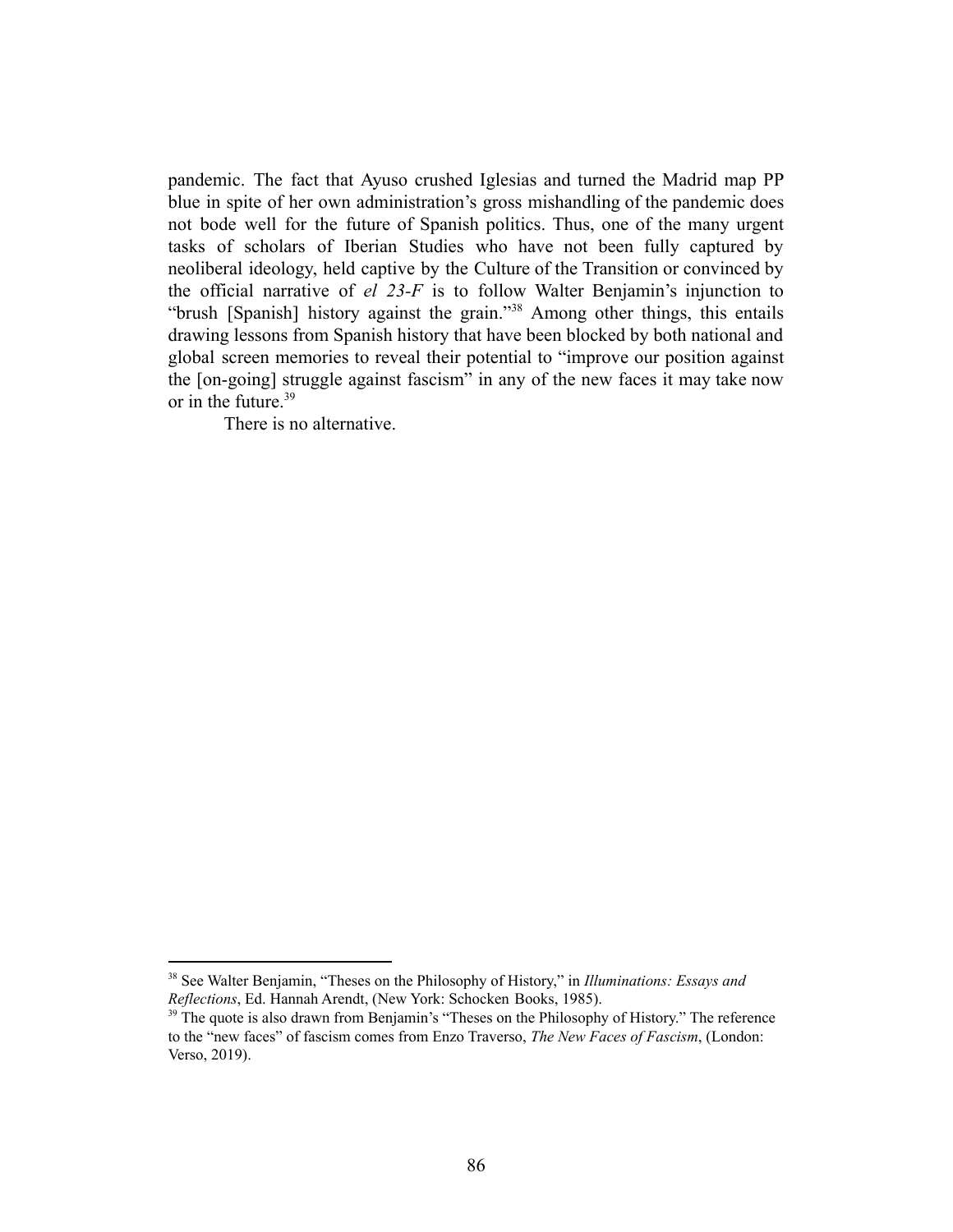pandemic. The fact that Ayuso crushed Iglesias and turned the Madrid map PP blue in spite of her own administration's gross mishandling of the pandemic does not bode well for the future of Spanish politics. Thus, one of the many urgent tasks of scholars of Iberian Studies who have not been fully captured by neoliberal ideology, held captive by the Culture of the Transition or convinced by the official narrative of *el 23-F* is to follow Walter Benjamin's injunction to "brush [Spanish] history against the grain."[38] Among other things, this entails drawing lessons from Spanish history that have been blocked by both national and global screen memories to reveal their potential to "improve our position against the [on-going] struggle against fascism" in any of the new faces it may take now or in the future.[39]

There is no alternative.

---

[38] See Walter Benjamin, "Theses on the Philosophy of History," in *Illuminations: Essays and Reflections*, Ed. Hannah Arendt, (New York: Schocken Books, 1985).

[39] The quote is also drawn from Benjamin's "Theses on the Philosophy of History." The reference to the "new faces" of fascism comes from Enzo Traverso, *The New Faces of Fascism*, (London: Verso, 2019).